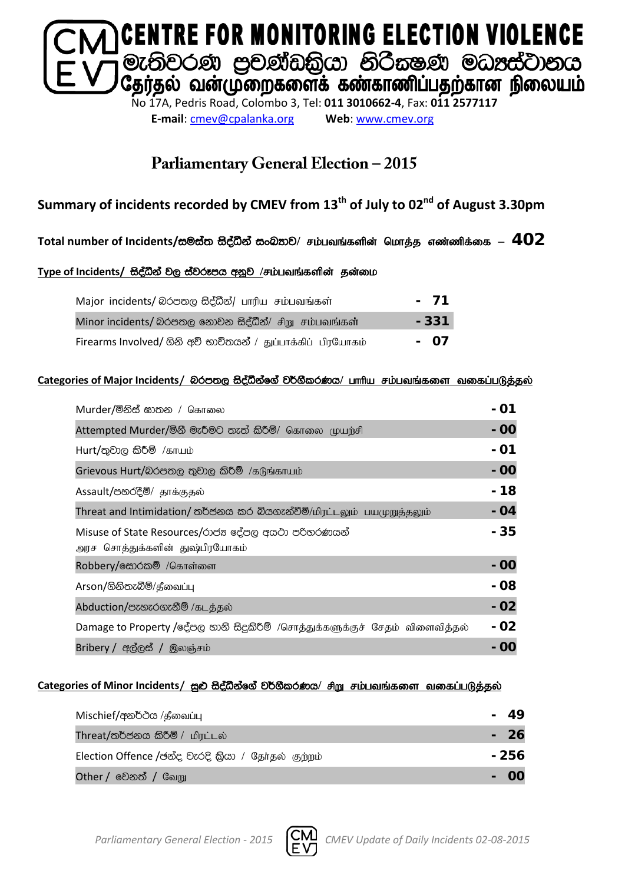# CENTRE FOR MONITORING ELECTION VIOLENCE

## මැතිවරණ ප්‍රචණ්ඩත්‍යා නිරීක්ෂණ මධ්‍යස්ථානය

## தேர்தல் வன்முறைகளைக் கண்காணிப்பதற்கான நிலையம்

No 17A, Pedris Road, Colombo 3, Tel: **011 3010662-4**, Fax: **011 2577117**

**E-mail**: cmev@cpalanka.org **Web**: www.cmev.org

# Parliamentary General Election – 2015

## Summary of incidents recorded by CMEV from 13th of July to 02nd of August 3.30pm

**Total number of Incidents/සමස්ත සිද්ධීන් සංඛ්‍යාව/ சம்பவங்களின் மொத்த எண்ணிக்கை – 402**

**Type of Incidents/ සිද්ධීන් වල ස්වරූපය අනුව /சம்பவங்களின் தன்மை**

| | |
|---|---|
| Major incidents/ බරපතල සිද්ධීන්/ பாரிய சம்பவங்கள் | - 71 |
| Minor incidents/ බරපතල නොවන සිද්ධීන්/ சிறு சம்பவங்கள் | - 331 |
| Firearms Involved/ ගිනි අවි භාවිතයන් / துப்பாக்கிப் பிரயோகம் | - 07 |

**Categories of Major Incidents/ බරපතල සිද්ධීන්ගේ වර්ගීකරණය/ பாரிய சம்பவங்களை வகைப்படுத்தல்**

| | |
|---|---|
| Murder/මිනිස් ඝාතන / கொலை | - 01 |
| Attempted Murder/මිනී මැරීමට තැත් කිරීම්/ கொலை முயற்சி | - 00 |
| Hurt/තුවාල කිරීම් /காயம் | - 01 |
| Grievous Hurt/බරපතල තුවාල කිරීම් /கடுங்காயம் | - 00 |
| Assault/පහරදීම්/ தாக்குதல் | - 18 |
| Threat and Intimidation/ තර්ජනය කර බියගැන්වීම්/மிரட்டலும் பயமுறுத்தலும் | - 04 |
| Misuse of State Resources/රාජ්‍ය දේපල අයථා පරිහරණයන් அரச சொத்துக்களின் துஷ்பிரயோகம் | - 35 |
| Robbery/සොරකම් /கொள்ளை | - 00 |
| Arson/ගිනිතැබීම්/தீவைப்பு | - 08 |
| Abduction/පැහැරගැනීම් /கடத்தல் | - 02 |
| Damage to Property /දේපල හානි සිදුකිරීම් /சொத்துக்களுக்குச் சேதம் விளைவித்தல் | - 02 |
| Bribery / අල්ලස් / இலஞ்சம் | - 00 |

**Categories of Minor Incidents/ සුළු සිද්ධීන්ගේ වර්ගීකරණය/ சிறு சம்பவங்களை வகைப்படுத்தல்**

| | |
|---|---|
| Mischief/අනර්ථය /தீவைப்பு | - 49 |
| Threat/තර්ජනය කිරීම් / மிரட்டல் | - 26 |
| Election Offence /ඡන්ද වැරදි ක්‍රියා / தேர்தல் குற்றம் | - 256 |
| Other / වෙනත් / வேறு | - 00 |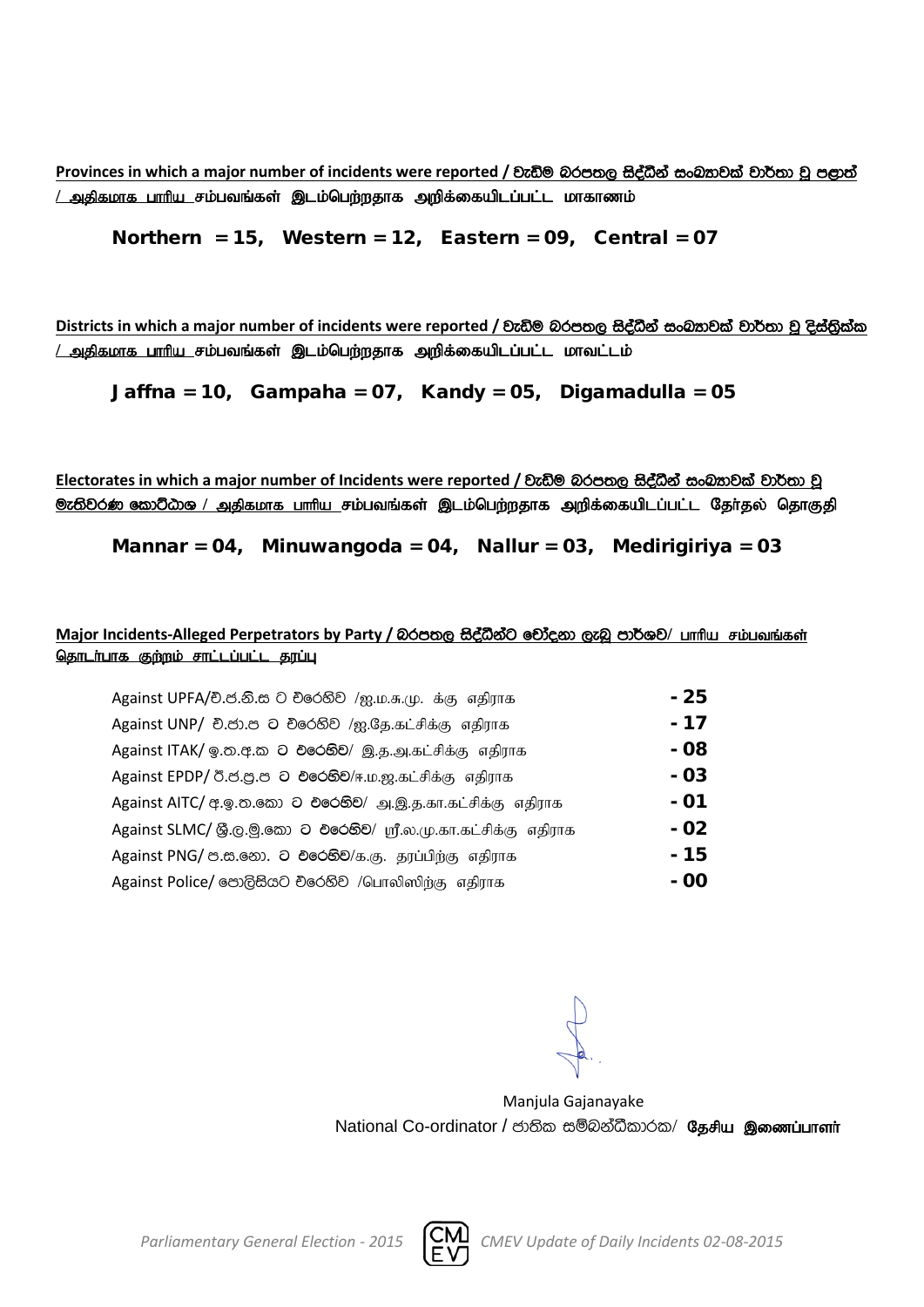**Provinces in which a major number of incidents were reported / වැඩිම බරපතල සිද්ධීන් සංඛ්‍යාවක් වාර්තා වූ පළාත් / அதிகமாக பாரிய சம்பவங்கள் இடம்பெற்றதாக அறிக்கையிடப்பட்ட மாகாணம்**

**Northern = 15, Western = 12, Eastern = 09, Central = 07**

**Districts in which a major number of incidents were reported / වැඩිම බරපතල සිද්ධීන් සංඛ්‍යාවක් වාර්තා වූ දිස්ත්‍රික්ක / அதிகமாக பாரிய சம்பவங்கள் இடம்பெற்றதாக அறிக்கையிடப்பட்ட மாவட்டம்**

**Jaffna = 10, Gampaha = 07, Kandy = 05, Digamadulla = 05**

**Electorates in which a major number of Incidents were reported / වැඩිම බරපතල සිද්ධීන් සංඛ්‍යාවක් වාර්තා වූ මැතිවරණ කොට්ඨාශ / அதிகமாக பாரிய சம்பவங்கள் இடம்பெற்றதாக அறிக்கையிடப்பட்ட தேர்தல் தொகுதி**

**Mannar = 04, Minuwangoda = 04, Nallur = 03, Medirigiriya = 03**

**Major Incidents-Alleged Perpetrators by Party / බරපතල සිද්ධීන්ට චෝදනා ලැබූ පාර්ශව/ பாரிய சம்பவங்கள் தொடர்பாக குற்றம் சாட்டப்பட்ட தரப்பு**

| | |
|---|---|
| Against UPFA/එ.ජ.නි.ස ට එරෙහිව /ஐ.ம.சு.மு. க்கு எதிராக | **- 25** |
| Against UNP/ එ.ජා.ප ට එරෙහිව /ஐ.தே.கட்சிக்கு எதிராக | **- 17** |
| Against ITAK/ ඉ.ත.අ.ක ට එරෙහිව/ இ.த.அ.கட்சிக்கு எதிராக | **- 08** |
| Against EPDP/ ඊ.ජ.ප්‍ර.ප ට එරෙහිව/ஈ.ம.ஜ.கட்சிக்கு எதிராக | **- 03** |
| Against AITC/ අ.ඉ.ත.කො ට එරෙහිව/ அ.இ.த.கா.கட்சிக்கு எதிராக | **- 01** |
| Against SLMC/ ශ්‍රී.ල.මු.කො ට එරෙහිව/ ஸ்ரீ.ல.மு.கா.கட்சிக்கு எதிராக | **- 02** |
| Against PNG/ ප.ස.නො. ට එරෙහිව/க.கு. தரப்பிற்கு எதிராக | **- 15** |
| Against Police/ පොලිසියට එරෙහිව /பொலிஸிற்கு எதிராக | **- 00** |

Manjula Gajanayake
National Co-ordinator / ජාතික සම්බන්ධීකාරක/ **தேசிய இணைப்பாளர்**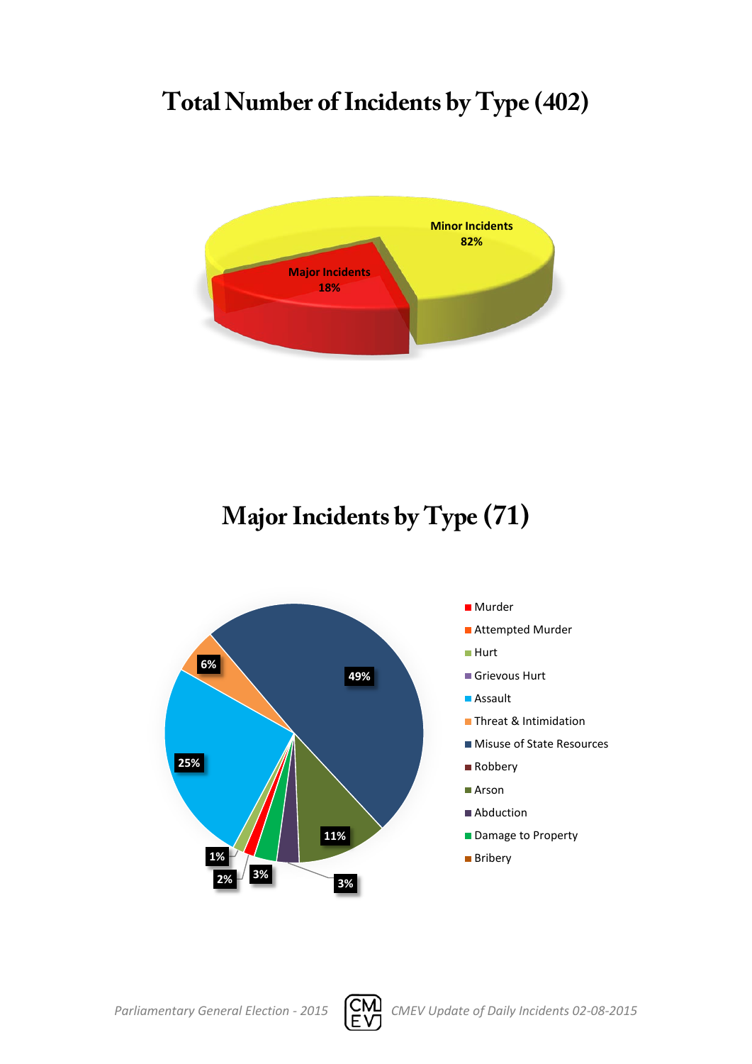# Total Number of Incidents by Type (402)

Minor Incidents 82%

Major Incidents 18%

# Major Incidents by Type (71)

- Murder
- Attempted Murder
- Hurt
- Grievous Hurt
- Assault
- Threat & Intimidation
- Misuse of State Resources
- Robbery
- Arson
- Abduction
- Damage to Property
- Bribery

49%

25%

11%

6%

3%

3%

2%

1%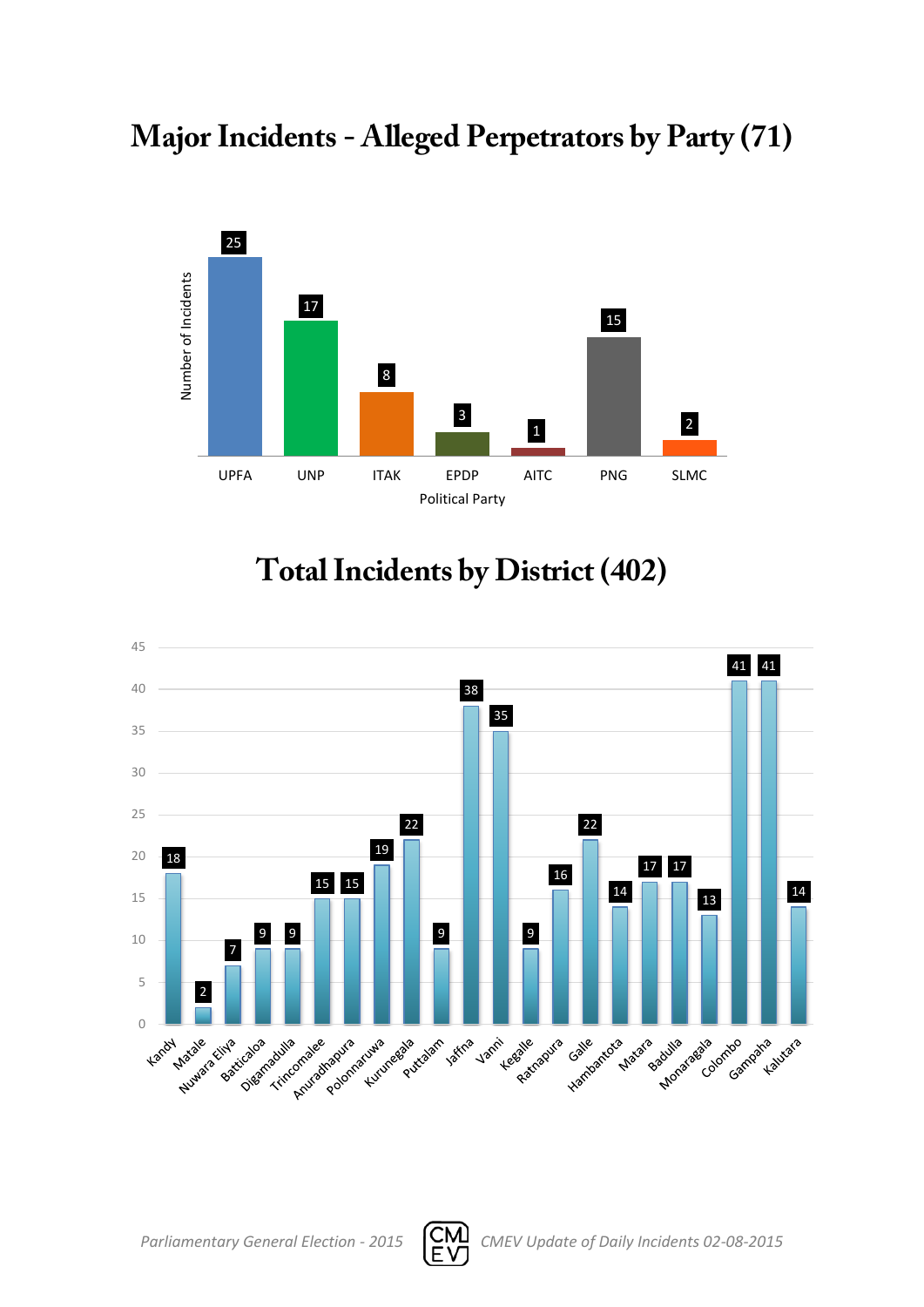# Major Incidents - Alleged Perpetrators by Party (71)

Number of Incidents

25
17
8
3
1
15
2

UPFA UNP ITAK EPDP AITC PNG SLMC

Political Party

# Total Incidents by District (402)

45
40
35
30
25
20
15
10
5
0

18 2 7 9 9 15 15 19 22 9 38 35 9 16 22 14 17 17 13 41 41 14

Kandy Matale Nuwara Eliya Batticaloa Digamadulla Trincomalee Anuradhapura Polonnaruwa Kurunegala Puttalam Jaffna Vanni Kegalle Ratnapura Galle Hambantota Matara Badulla Monaragala Colombo Gampaha Kalutara